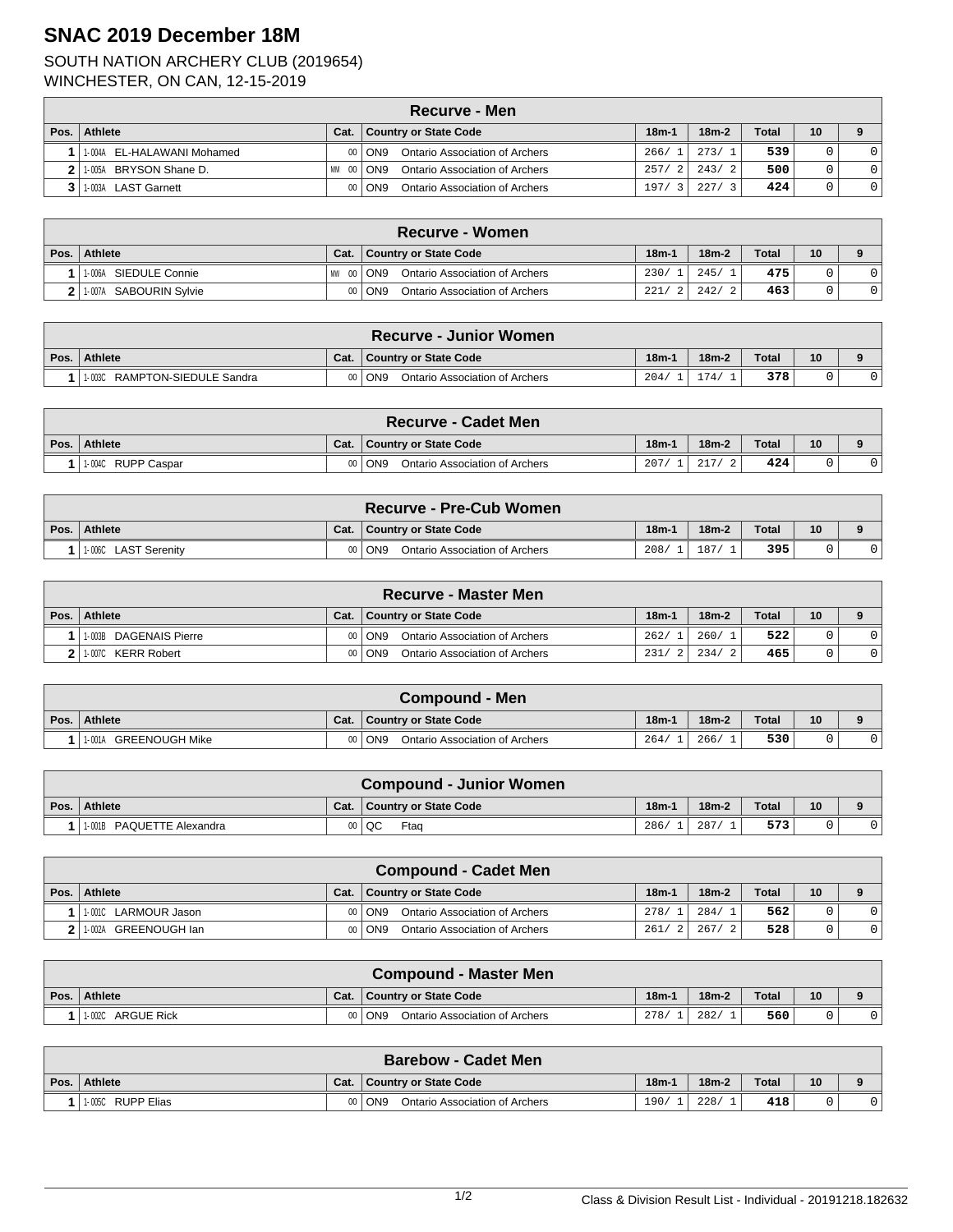# SNAC 2019 December 18M

SOUTH NATION ARCHERY CLUB (2019654)
WINCHESTER, ON CAN, 12-15-2019

## Recurve - Men

| Pos. | Athlete | Cat. | Country or State Code | 18m-1 | 18m-2 | Total | 10 | 9 |
|---|---|---|---|---|---|---|---|---|
| 1 | 1-004A EL-HALAWANI Mohamed | 00 | ON9 Ontario Association of Archers | 266/ 1 | 273/ 1 | 539 | 0 | 0 |
| 2 | 1-005A BRYSON Shane D. | MM 00 | ON9 Ontario Association of Archers | 257/ 2 | 243/ 2 | 500 | 0 | 0 |
| 3 | 1-003A LAST Garnett | 00 | ON9 Ontario Association of Archers | 197/ 3 | 227/ 3 | 424 | 0 | 0 |

## Recurve - Women

| Pos. | Athlete | Cat. | Country or State Code | 18m-1 | 18m-2 | Total | 10 | 9 |
|---|---|---|---|---|---|---|---|---|
| 1 | 1-006A SIEDULE Connie | MW 00 | ON9 Ontario Association of Archers | 230/ 1 | 245/ 1 | 475 | 0 | 0 |
| 2 | 1-007A SABOURIN Sylvie | 00 | ON9 Ontario Association of Archers | 221/ 2 | 242/ 2 | 463 | 0 | 0 |

## Recurve - Junior Women

| Pos. | Athlete | Cat. | Country or State Code | 18m-1 | 18m-2 | Total | 10 | 9 |
|---|---|---|---|---|---|---|---|---|
| 1 | 1-003C RAMPTON-SIEDULE Sandra | 00 | ON9 Ontario Association of Archers | 204/ 1 | 174/ 1 | 378 | 0 | 0 |

## Recurve - Cadet Men

| Pos. | Athlete | Cat. | Country or State Code | 18m-1 | 18m-2 | Total | 10 | 9 |
|---|---|---|---|---|---|---|---|---|
| 1 | 1-004C RUPP Caspar | 00 | ON9 Ontario Association of Archers | 207/ 1 | 217/ 2 | 424 | 0 | 0 |

## Recurve - Pre-Cub Women

| Pos. | Athlete | Cat. | Country or State Code | 18m-1 | 18m-2 | Total | 10 | 9 |
|---|---|---|---|---|---|---|---|---|
| 1 | 1-006C LAST Serenity | 00 | ON9 Ontario Association of Archers | 208/ 1 | 187/ 1 | 395 | 0 | 0 |

## Recurve - Master Men

| Pos. | Athlete | Cat. | Country or State Code | 18m-1 | 18m-2 | Total | 10 | 9 |
|---|---|---|---|---|---|---|---|---|
| 1 | 1-003B DAGENAIS Pierre | 00 | ON9 Ontario Association of Archers | 262/ 1 | 260/ 1 | 522 | 0 | 0 |
| 2 | 1-007C KERR Robert | 00 | ON9 Ontario Association of Archers | 231/ 2 | 234/ 2 | 465 | 0 | 0 |

## Compound - Men

| Pos. | Athlete | Cat. | Country or State Code | 18m-1 | 18m-2 | Total | 10 | 9 |
|---|---|---|---|---|---|---|---|---|
| 1 | 1-001A GREENOUGH Mike | 00 | ON9 Ontario Association of Archers | 264/ 1 | 266/ 1 | 530 | 0 | 0 |

## Compound - Junior Women

| Pos. | Athlete | Cat. | Country or State Code | 18m-1 | 18m-2 | Total | 10 | 9 |
|---|---|---|---|---|---|---|---|---|
| 1 | 1-001B PAQUETTE Alexandra | 00 | QC Ftaq | 286/ 1 | 287/ 1 | 573 | 0 | 0 |

## Compound - Cadet Men

| Pos. | Athlete | Cat. | Country or State Code | 18m-1 | 18m-2 | Total | 10 | 9 |
|---|---|---|---|---|---|---|---|---|
| 1 | 1-001C LARMOUR Jason | 00 | ON9 Ontario Association of Archers | 278/ 1 | 284/ 1 | 562 | 0 | 0 |
| 2 | 1-002A GREENOUGH Ian | 00 | ON9 Ontario Association of Archers | 261/ 2 | 267/ 2 | 528 | 0 | 0 |

## Compound - Master Men

| Pos. | Athlete | Cat. | Country or State Code | 18m-1 | 18m-2 | Total | 10 | 9 |
|---|---|---|---|---|---|---|---|---|
| 1 | 1-002C ARGUE Rick | 00 | ON9 Ontario Association of Archers | 278/ 1 | 282/ 1 | 560 | 0 | 0 |

## Barebow - Cadet Men

| Pos. | Athlete | Cat. | Country or State Code | 18m-1 | 18m-2 | Total | 10 | 9 |
|---|---|---|---|---|---|---|---|---|
| 1 | 1-005C RUPP Elias | 00 | ON9 Ontario Association of Archers | 190/ 1 | 228/ 1 | 418 | 0 | 0 |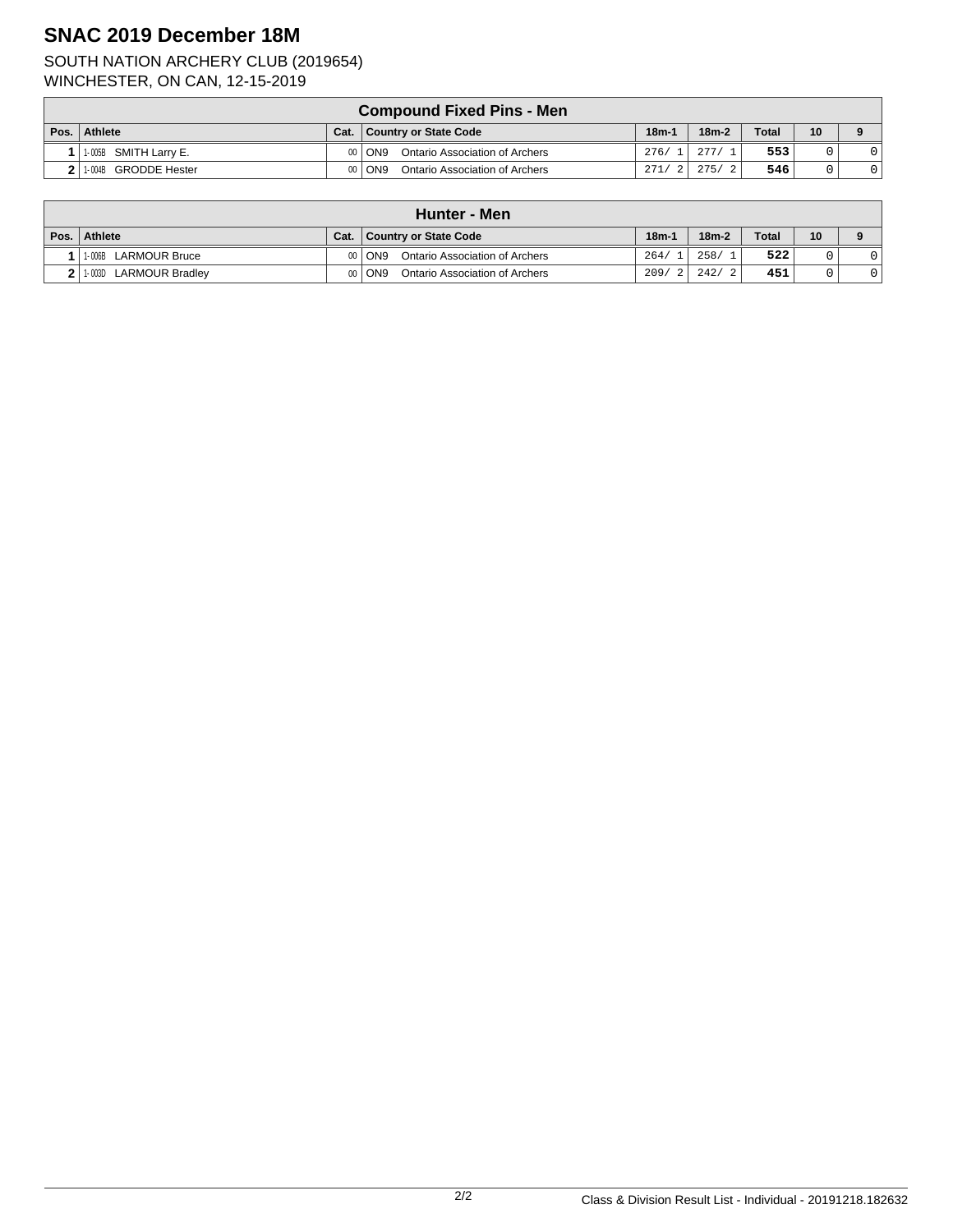# SNAC 2019 December 18M

SOUTH NATION ARCHERY CLUB (2019654)
WINCHESTER, ON CAN, 12-15-2019

| Compound Fixed Pins - Men | | | | | | | | |
|---|---|---|---|---|---|---|---|---|
| Pos. | Athlete | Cat. | Country or State Code | 18m-1 | 18m-2 | Total | 10 | 9 |
| 1 | 1-005B SMITH Larry E. | 00 | ON9 Ontario Association of Archers | 276/ 1 | 277/ 1 | 553 | 0 | 0 |
| 2 | 1-004B GRODDE Hester | 00 | ON9 Ontario Association of Archers | 271/ 2 | 275/ 2 | 546 | 0 | 0 |

| Hunter - Men | | | | | | | | |
|---|---|---|---|---|---|---|---|---|
| Pos. | Athlete | Cat. | Country or State Code | 18m-1 | 18m-2 | Total | 10 | 9 |
| 1 | 1-006B LARMOUR Bruce | 00 | ON9 Ontario Association of Archers | 264/ 1 | 258/ 1 | 522 | 0 | 0 |
| 2 | 1-003D LARMOUR Bradley | 00 | ON9 Ontario Association of Archers | 209/ 2 | 242/ 2 | 451 | 0 | 0 |

Class & Division Result List - Individual - 20191218.182632